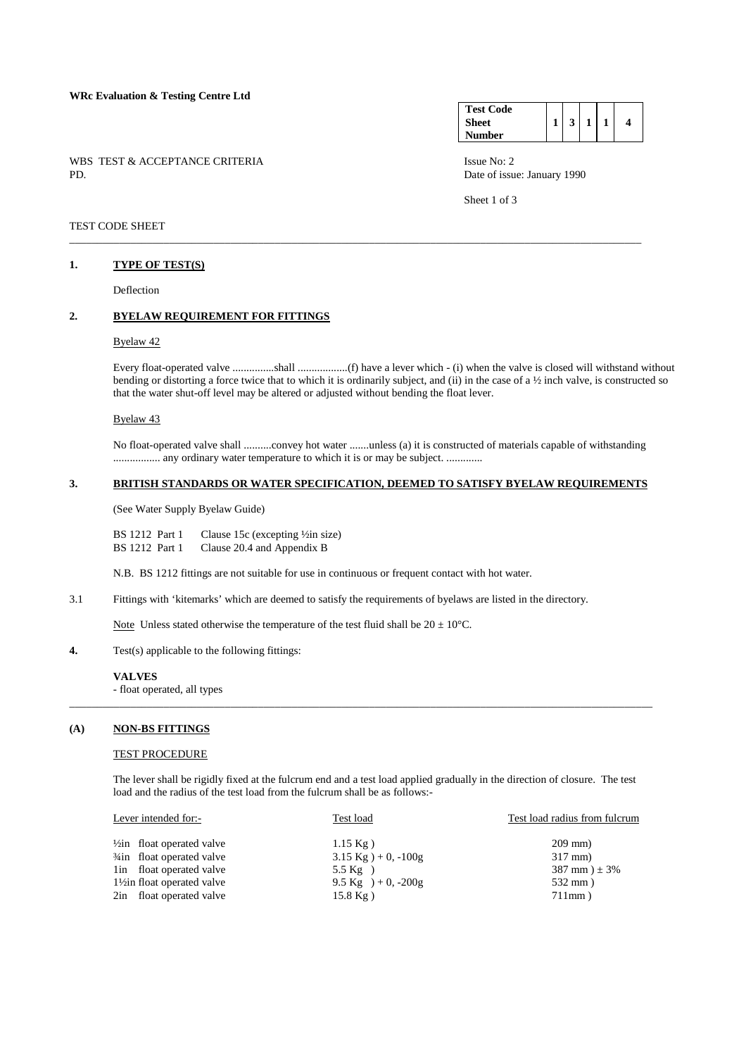**WRc Evaluation & Testing Centre Ltd**

| Test Code Sheet Number | 1 | 3 | 1 | 1 | 4 |
|---|---|---|---|---|---|

WBS TEST & ACCEPTANCE CRITERIA
PD.

Issue No: 2
Date of issue: January 1990

TEST CODE SHEET

---

## 1. TYPE OF TEST(S)

Deflection

## 2. BYELAW REQUIREMENT FOR FITTINGS

Byelaw 42

Every float-operated valve ...............shall ..................(f) have a lever which - (i) when the valve is closed will withstand without bending or distorting a force twice that to which it is ordinarily subject, and (ii) in the case of a ½ inch valve, is constructed so that the water shut-off level may be altered or adjusted without bending the float lever.

Byelaw 43

No float-operated valve shall ..........convey hot water .......unless (a) it is constructed of materials capable of withstanding ................. any ordinary water temperature to which it is or may be subject. .............

## 3. BRITISH STANDARDS OR WATER SPECIFICATION, DEEMED TO SATISFY BYELAW REQUIREMENTS

(See Water Supply Byelaw Guide)

BS 1212 Part 1 Clause 15c (excepting ½in size)
BS 1212 Part 1 Clause 20.4 and Appendix B

N.B. BS 1212 fittings are not suitable for use in continuous or frequent contact with hot water.

3.1 Fittings with 'kitemarks' which are deemed to satisfy the requirements of byelaws are listed in the directory.

Note Unless stated otherwise the temperature of the test fluid shall be 20 ± 10°C.

**4.** Test(s) applicable to the following fittings:

**VALVES**
- float operated, all types

---

## (A) NON-BS FITTINGS

TEST PROCEDURE

The lever shall be rigidly fixed at the fulcrum end and a test load applied gradually in the direction of closure. The test load and the radius of the test load from the fulcrum shall be as follows:-

| Lever intended for:- | Test load | Test load radius from fulcrum |
|---|---|---|
| ½in float operated valve | 1.15 Kg ) | 209 mm) |
| ¾in float operated valve | 3.15 Kg ) + 0, -100g | 317 mm) |
| 1in float operated valve | 5.5 Kg ) | 387 mm ) ± 3% |
| 1½in float operated valve | 9.5 Kg ) + 0, -200g | 532 mm ) |
| 2in float operated valve | 15.8 Kg ) | 711mm ) |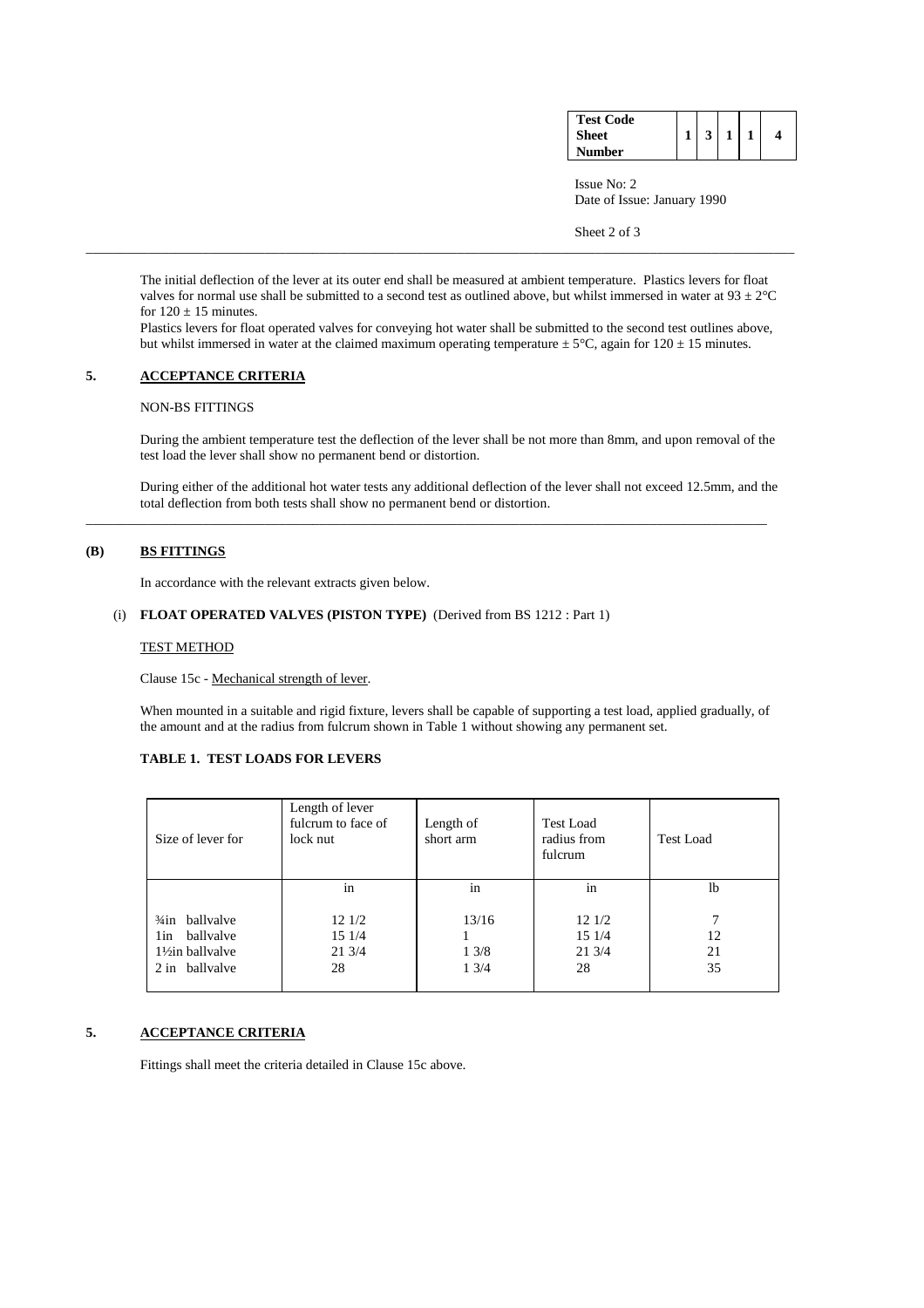The initial deflection of the lever at its outer end shall be measured at ambient temperature. Plastics levers for float valves for normal use shall be submitted to a second test as outlined above, but whilst immersed in water at $93 \pm 2$°C for $120 \pm 15$ minutes.

Plastics levers for float operated valves for conveying hot water shall be submitted to the second test outlines above, but whilst immersed in water at the claimed maximum operating temperature $\pm 5$°C, again for $120 \pm 15$ minutes.

## 5. ACCEPTANCE CRITERIA

NON-BS FITTINGS

During the ambient temperature test the deflection of the lever shall be not more than 8mm, and upon removal of the test load the lever shall show no permanent bend or distortion.

During either of the additional hot water tests any additional deflection of the lever shall not exceed 12.5mm, and the total deflection from both tests shall show no permanent bend or distortion.

## (B) BS FITTINGS

In accordance with the relevant extracts given below.

(i) **FLOAT OPERATED VALVES (PISTON TYPE)** (Derived from BS 1212 : Part 1)

TEST METHOD

Clause 15c - Mechanical strength of lever.

When mounted in a suitable and rigid fixture, levers shall be capable of supporting a test load, applied gradually, of the amount and at the radius from fulcrum shown in Table 1 without showing any permanent set.

**TABLE 1. TEST LOADS FOR LEVERS**

| Size of lever for | Length of lever fulcrum to face of lock nut | Length of short arm | Test Load radius from fulcrum | Test Load |
|---|---|---|---|---|
| | in | in | in | lb |
| ¾in ballvalve | 12 1/2 | 13/16 | 12 1/2 | 7 |
| 1in ballvalve | 15 1/4 | 1 | 15 1/4 | 12 |
| 1½in ballvalve | 21 3/4 | 1 3/8 | 21 3/4 | 21 |
| 2 in ballvalve | 28 | 1 3/4 | 28 | 35 |

## 5. ACCEPTANCE CRITERIA

Fittings shall meet the criteria detailed in Clause 15c above.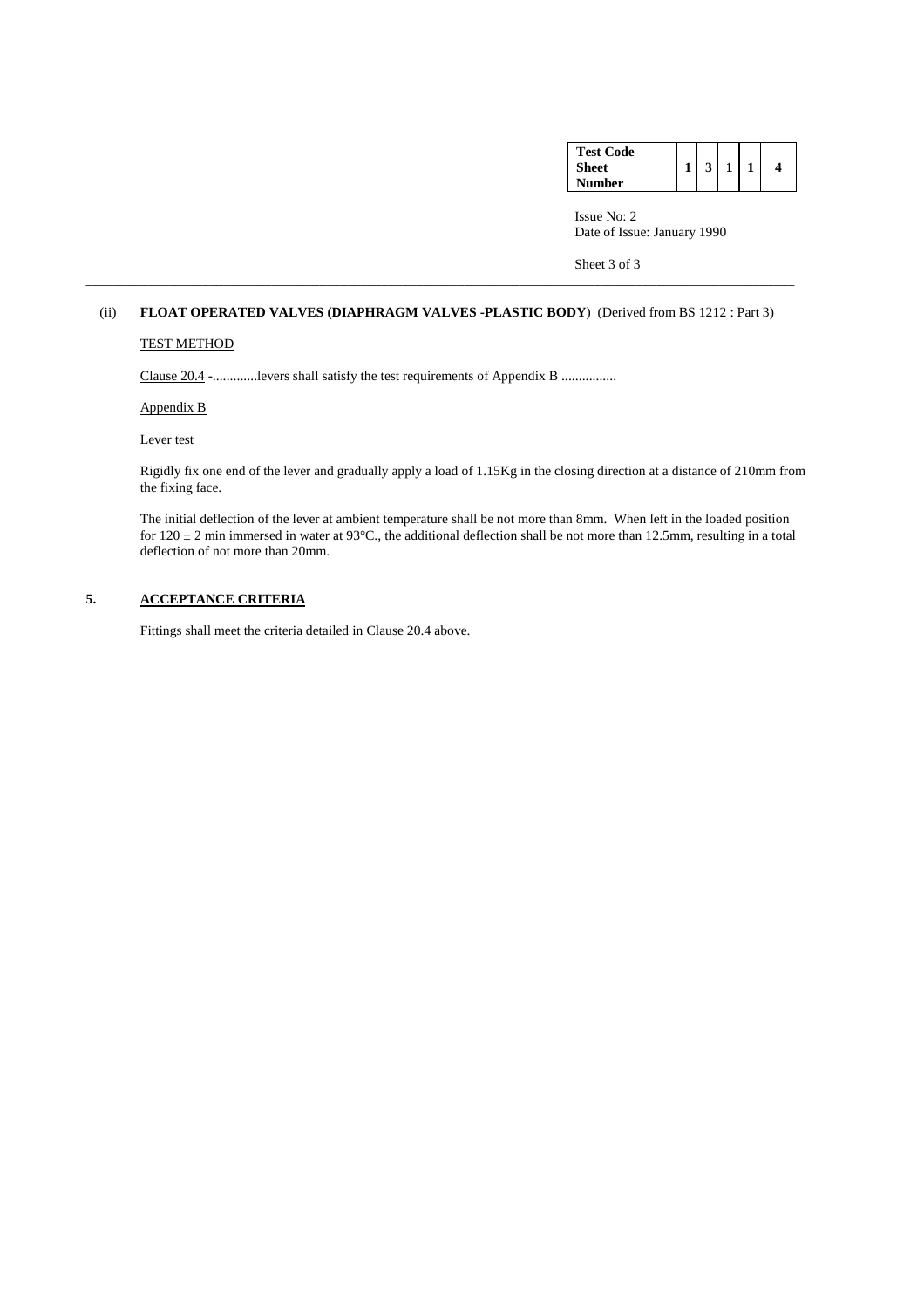| Test Code Sheet Number | 1 | 3 | 1 | 1 | 4 |
|---|---|---|---|---|---|

Issue No: 2
Date of Issue: January 1990

---

(ii) **FLOAT OPERATED VALVES (DIAPHRAGM VALVES -PLASTIC BODY**) (Derived from BS 1212 : Part 3)

TEST METHOD

Clause 20.4 -............levers shall satisfy the test requirements of Appendix B ................

Appendix B

Lever test

Rigidly fix one end of the lever and gradually apply a load of 1.15Kg in the closing direction at a distance of 210mm from the fixing face.

The initial deflection of the lever at ambient temperature shall be not more than 8mm. When left in the loaded position for $120 \pm 2$ min immersed in water at 93°C., the additional deflection shall be not more than 12.5mm, resulting in a total deflection of not more than 20mm.

## 5. ACCEPTANCE CRITERIA

Fittings shall meet the criteria detailed in Clause 20.4 above.